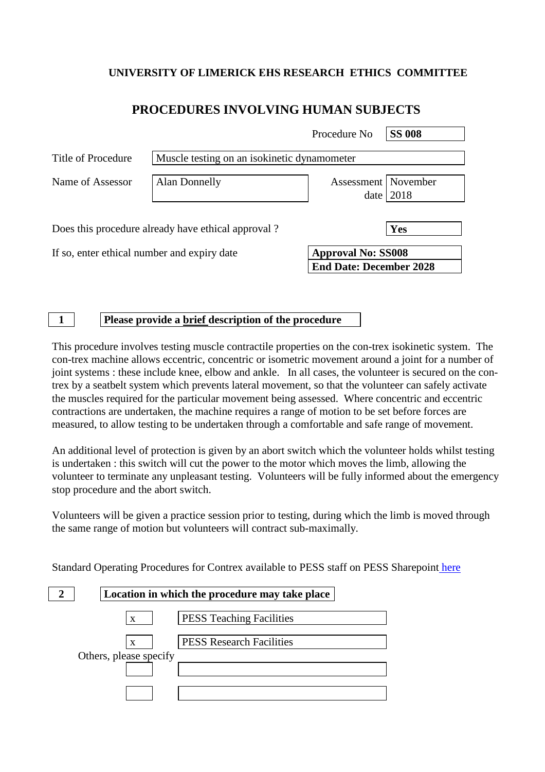**UNIVERSITY OF LIMERICK EHS RESEARCH ETHICS COMMITTEE**

## PROCEDURES INVOLVING HUMAN SUBJECTS

| | |
|---|---|
| Procedure No | **SS 008** |
| Title of Procedure | Muscle testing on an isokinetic dynamometer |
| Name of Assessor | Alan Donnelly |
| Assessment date | November 2018 |

Does this procedure already have ethical approval ? **Yes**

If so, enter ethical number and expiry date

**Approval No: SS008**
**End Date: December 2028**

### 1 Please provide a <u>brief</u> description of the procedure

This procedure involves testing muscle contractile properties on the con-trex isokinetic system. The con-trex machine allows eccentric, concentric or isometric movement around a joint for a number of joint systems : these include knee, elbow and ankle. In all cases, the volunteer is secured on the con-trex by a seatbelt system which prevents lateral movement, so that the volunteer can safely activate the muscles required for the particular movement being assessed. Where concentric and eccentric contractions are undertaken, the machine requires a range of motion to be set before forces are measured, to allow testing to be undertaken through a comfortable and safe range of movement.

An additional level of protection is given by an abort switch which the volunteer holds whilst testing is undertaken : this switch will cut the power to the motor which moves the limb, allowing the volunteer to terminate any unpleasant testing. Volunteers will be fully informed about the emergency stop procedure and the abort switch.

Volunteers will be given a practice session prior to testing, during which the limb is moved through the same range of motion but volunteers will contract sub-maximally.

Standard Operating Procedures for Contrex available to PESS staff on PESS Sharepoint here

### 2 Location in which the procedure may take place

| | |
|---|---|
| x | PESS Teaching Facilities |
| x | PESS Research Facilities |

Others, please specify

| | |
|---|---|
| | |
| | |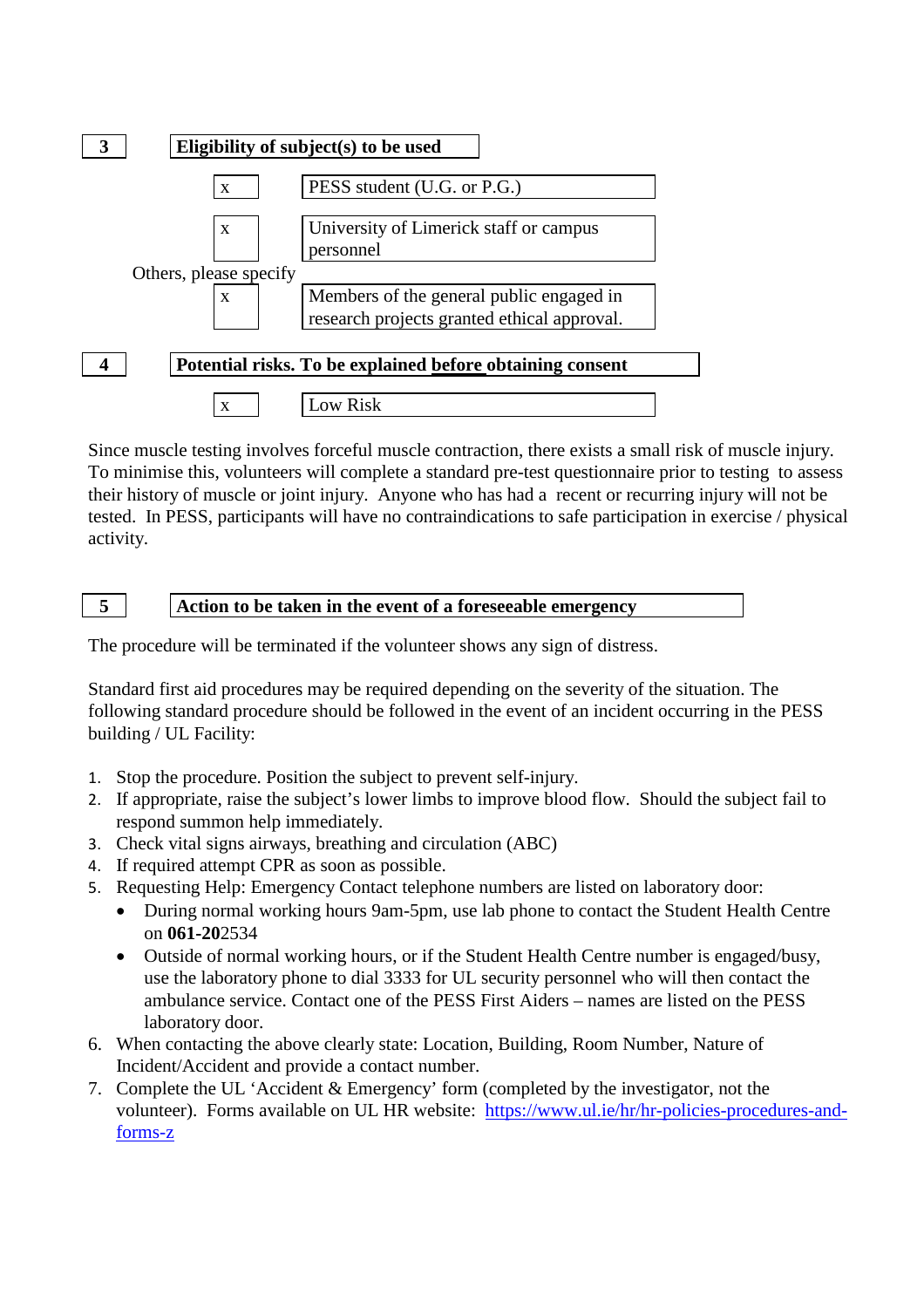## 3 Eligibility of subject(s) to be used

| | |
|---|---|
| x | PESS student (U.G. or P.G.) |
| x | University of Limerick staff or campus personnel |

Others, please specify

| | |
|---|---|
| x | Members of the general public engaged in research projects granted ethical approval. |

## 4 Potential risks. To be explained before obtaining consent

| | |
|---|---|
| x | Low Risk |

Since muscle testing involves forceful muscle contraction, there exists a small risk of muscle injury. To minimise this, volunteers will complete a standard pre-test questionnaire prior to testing to assess their history of muscle or joint injury. Anyone who has had a recent or recurring injury will not be tested. In PESS, participants will have no contraindications to safe participation in exercise / physical activity.

## 5 Action to be taken in the event of a foreseeable emergency

The procedure will be terminated if the volunteer shows any sign of distress.

Standard first aid procedures may be required depending on the severity of the situation. The following standard procedure should be followed in the event of an incident occurring in the PESS building / UL Facility:

1. Stop the procedure. Position the subject to prevent self-injury.
2. If appropriate, raise the subject's lower limbs to improve blood flow. Should the subject fail to respond summon help immediately.
3. Check vital signs airways, breathing and circulation (ABC)
4. If required attempt CPR as soon as possible.
5. Requesting Help: Emergency Contact telephone numbers are listed on laboratory door:
   - During normal working hours 9am-5pm, use lab phone to contact the Student Health Centre on **061-20**2534
   - Outside of normal working hours, or if the Student Health Centre number is engaged/busy, use the laboratory phone to dial 3333 for UL security personnel who will then contact the ambulance service. Contact one of the PESS First Aiders – names are listed on the PESS laboratory door.
6. When contacting the above clearly state: Location, Building, Room Number, Nature of Incident/Accident and provide a contact number.
7. Complete the UL 'Accident & Emergency' form (completed by the investigator, not the volunteer). Forms available on UL HR website: https://www.ul.ie/hr/hr-policies-procedures-and-forms-z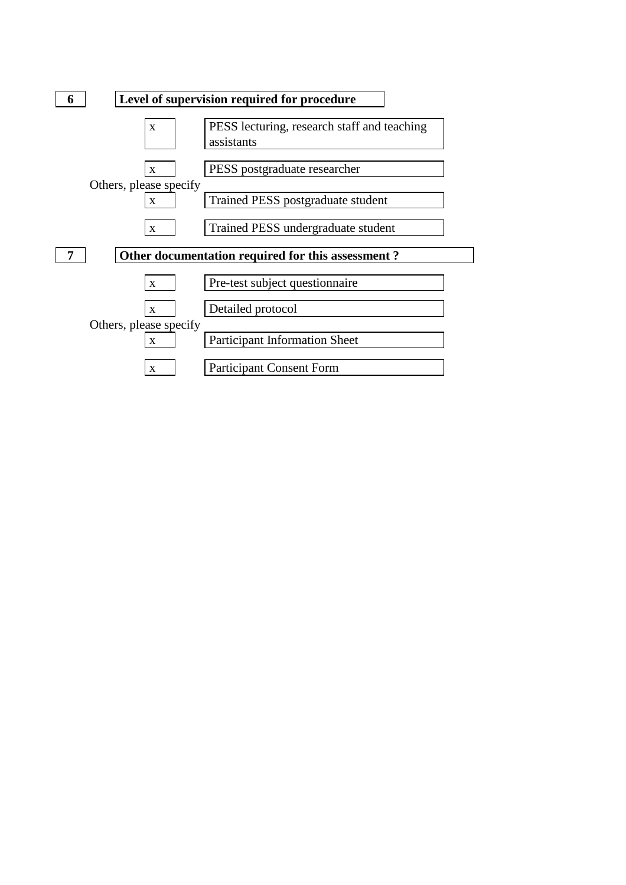**6** **Level of supervision required for procedure**

| | |
|---|---|
| x | PESS lecturing, research staff and teaching assistants |
| x | PESS postgraduate researcher |

Others, please specify

| | |
|---|---|
| x | Trained PESS postgraduate student |
| x | Trained PESS undergraduate student |

**7** **Other documentation required for this assessment ?**

| | |
|---|---|
| x | Pre-test subject questionnaire |
| x | Detailed protocol |

Others, please specify

| | |
|---|---|
| x | Participant Information Sheet |
| x | Participant Consent Form |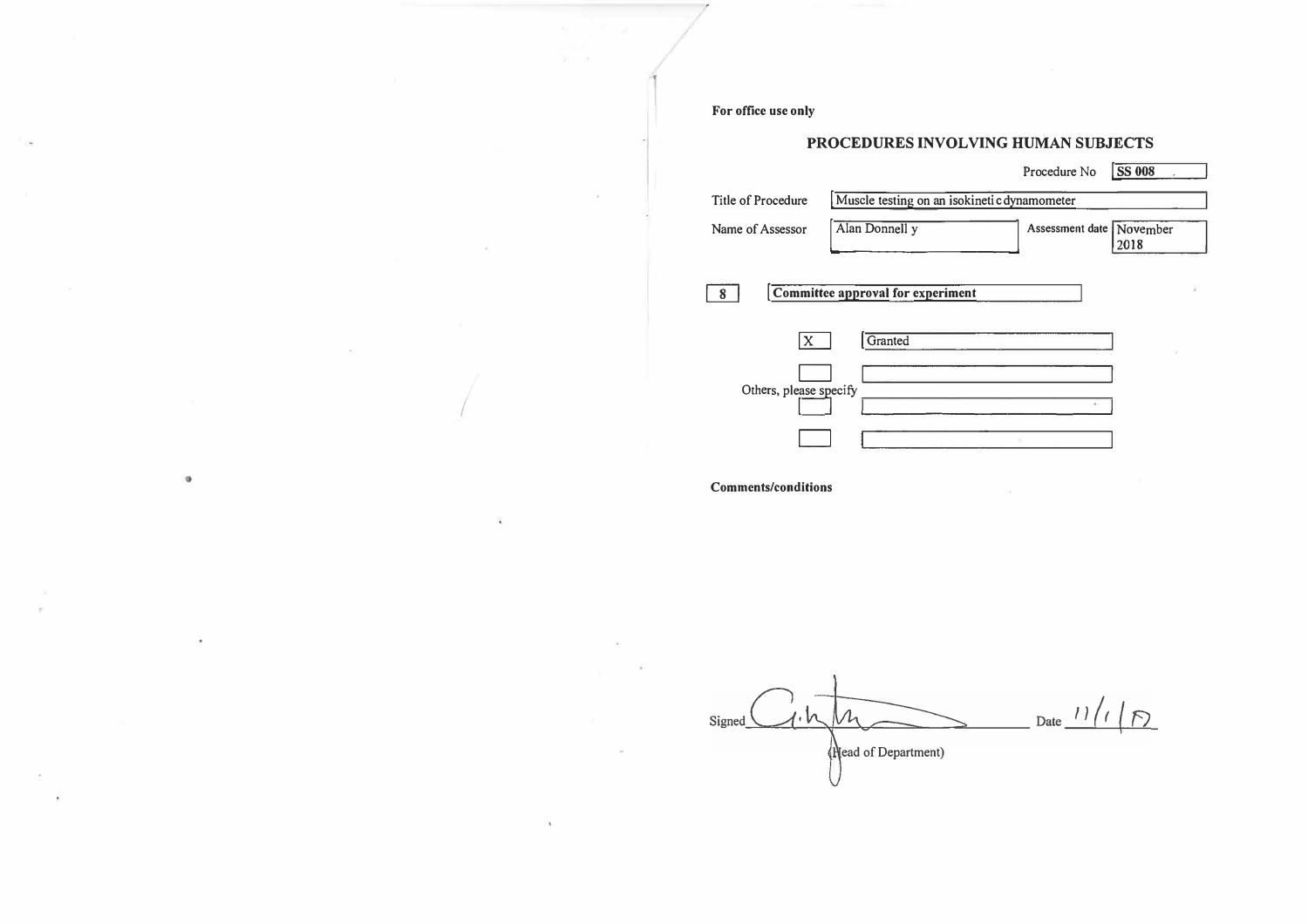For office use only

## PROCEDURES INVOLVING HUMAN SUBJECTS

Procedure No **SS 008**

Title of Procedure: Muscle testing on an isokineti c dynamometer

Name of Assessor: Alan Donnell y

Assessment date: November 2018

**8** **Committee approval for experiment**

| | |
|---|---|
| X | Granted |
| | |
| Others, please specify | |
| | |

**Comments/conditions**

Signed ____________ Date 11/1/19

(Head of Department)